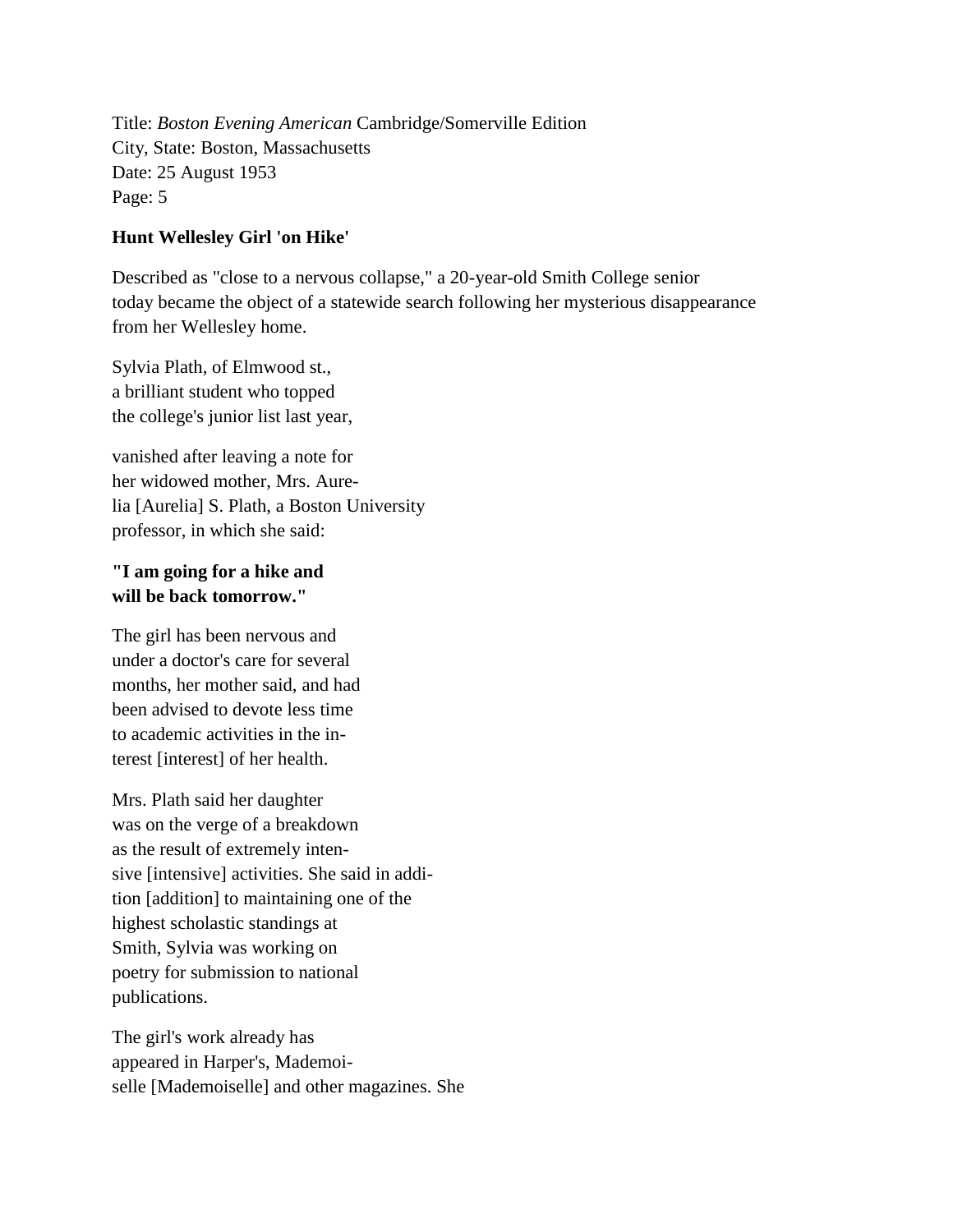Title: *Boston Evening American* Cambridge/Somerville Edition
City, State: Boston, Massachusetts
Date: 25 August 1953
Page: 5

**Hunt Wellesley Girl 'on Hike'**

Described as "close to a nervous collapse," a 20-year-old Smith College senior today became the object of a statewide search following her mysterious disappearance from her Wellesley home.

Sylvia Plath, of Elmwood st., a brilliant student who topped the college's junior list last year,

vanished after leaving a note for her widowed mother, Mrs. Aure-lia [Aurelia] S. Plath, a Boston University professor, in which she said:

**"I am going for a hike and will be back tomorrow."**

The girl has been nervous and under a doctor's care for several months, her mother said, and had been advised to devote less time to academic activities in the in-terest [interest] of her health.

Mrs. Plath said her daughter was on the verge of a breakdown as the result of extremely inten-sive [intensive] activities. She said in addi-tion [addition] to maintaining one of the highest scholastic standings at Smith, Sylvia was working on poetry for submission to national publications.

The girl's work already has appeared in Harper's, Mademoi-selle [Mademoiselle] and other magazines. She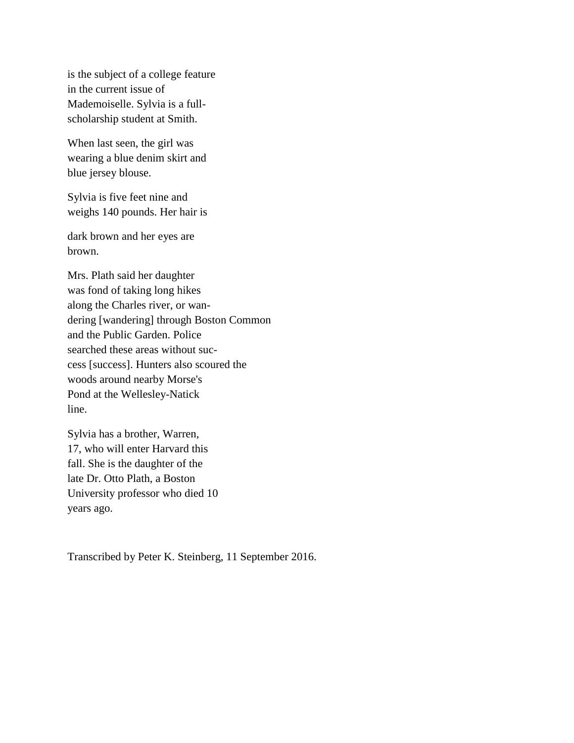is the subject of a college feature in the current issue of Mademoiselle. Sylvia is a full-scholarship student at Smith.

When last seen, the girl was wearing a blue denim skirt and blue jersey blouse.

Sylvia is five feet nine and weighs 140 pounds. Her hair is

dark brown and her eyes are brown.

Mrs. Plath said her daughter was fond of taking long hikes along the Charles river, or wan-dering [wandering] through Boston Common and the Public Garden. Police searched these areas without suc-cess [success]. Hunters also scoured the woods around nearby Morse's Pond at the Wellesley-Natick line.

Sylvia has a brother, Warren, 17, who will enter Harvard this fall. She is the daughter of the late Dr. Otto Plath, a Boston University professor who died 10 years ago.

Transcribed by Peter K. Steinberg, 11 September 2016.